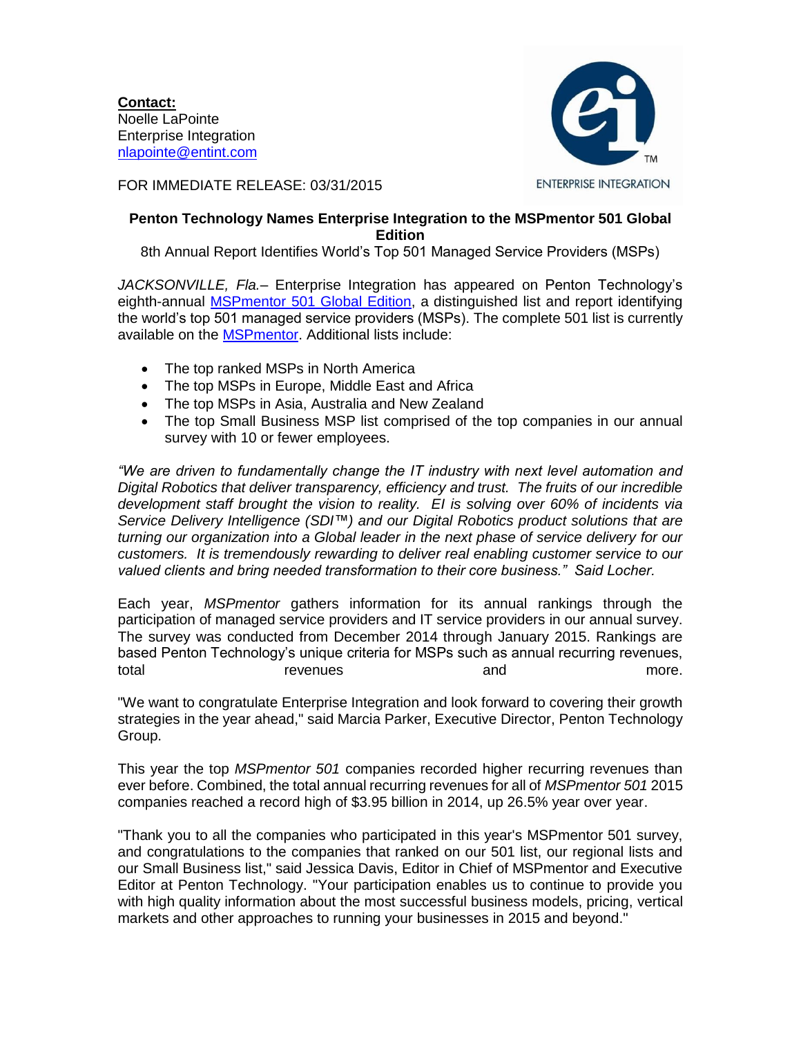**Contact:**
Noelle LaPointe
Enterprise Integration
nlapointe@entint.com

FOR IMMEDIATE RELEASE: 03/31/2015

ENTERPRISE INTEGRATION

**Penton Technology Names Enterprise Integration to the MSPmentor 501 Global Edition**

8th Annual Report Identifies World's Top 501 Managed Service Providers (MSPs)

*JACKSONVILLE, Fla.*– Enterprise Integration has appeared on Penton Technology's eighth-annual MSPmentor 501 Global Edition, a distinguished list and report identifying the world's top 501 managed service providers (MSPs). The complete 501 list is currently available on the MSPmentor. Additional lists include:

- The top ranked MSPs in North America
- The top MSPs in Europe, Middle East and Africa
- The top MSPs in Asia, Australia and New Zealand
- The top Small Business MSP list comprised of the top companies in our annual survey with 10 or fewer employees.

*"We are driven to fundamentally change the IT industry with next level automation and Digital Robotics that deliver transparency, efficiency and trust. The fruits of our incredible development staff brought the vision to reality. EI is solving over 60% of incidents via Service Delivery Intelligence (SDI™) and our Digital Robotics product solutions that are turning our organization into a Global leader in the next phase of service delivery for our customers. It is tremendously rewarding to deliver real enabling customer service to our valued clients and bring needed transformation to their core business." Said Locher.*

Each year, *MSPmentor* gathers information for its annual rankings through the participation of managed service providers and IT service providers in our annual survey. The survey was conducted from December 2014 through January 2015. Rankings are based Penton Technology's unique criteria for MSPs such as annual recurring revenues, total revenues and more.

"We want to congratulate Enterprise Integration and look forward to covering their growth strategies in the year ahead," said Marcia Parker, Executive Director, Penton Technology Group.

This year the top *MSPmentor 501* companies recorded higher recurring revenues than ever before. Combined, the total annual recurring revenues for all of *MSPmentor 501* 2015 companies reached a record high of $3.95 billion in 2014, up 26.5% year over year.

"Thank you to all the companies who participated in this year's MSPmentor 501 survey, and congratulations to the companies that ranked on our 501 list, our regional lists and our Small Business list," said Jessica Davis, Editor in Chief of MSPmentor and Executive Editor at Penton Technology. "Your participation enables us to continue to provide you with high quality information about the most successful business models, pricing, vertical markets and other approaches to running your businesses in 2015 and beyond."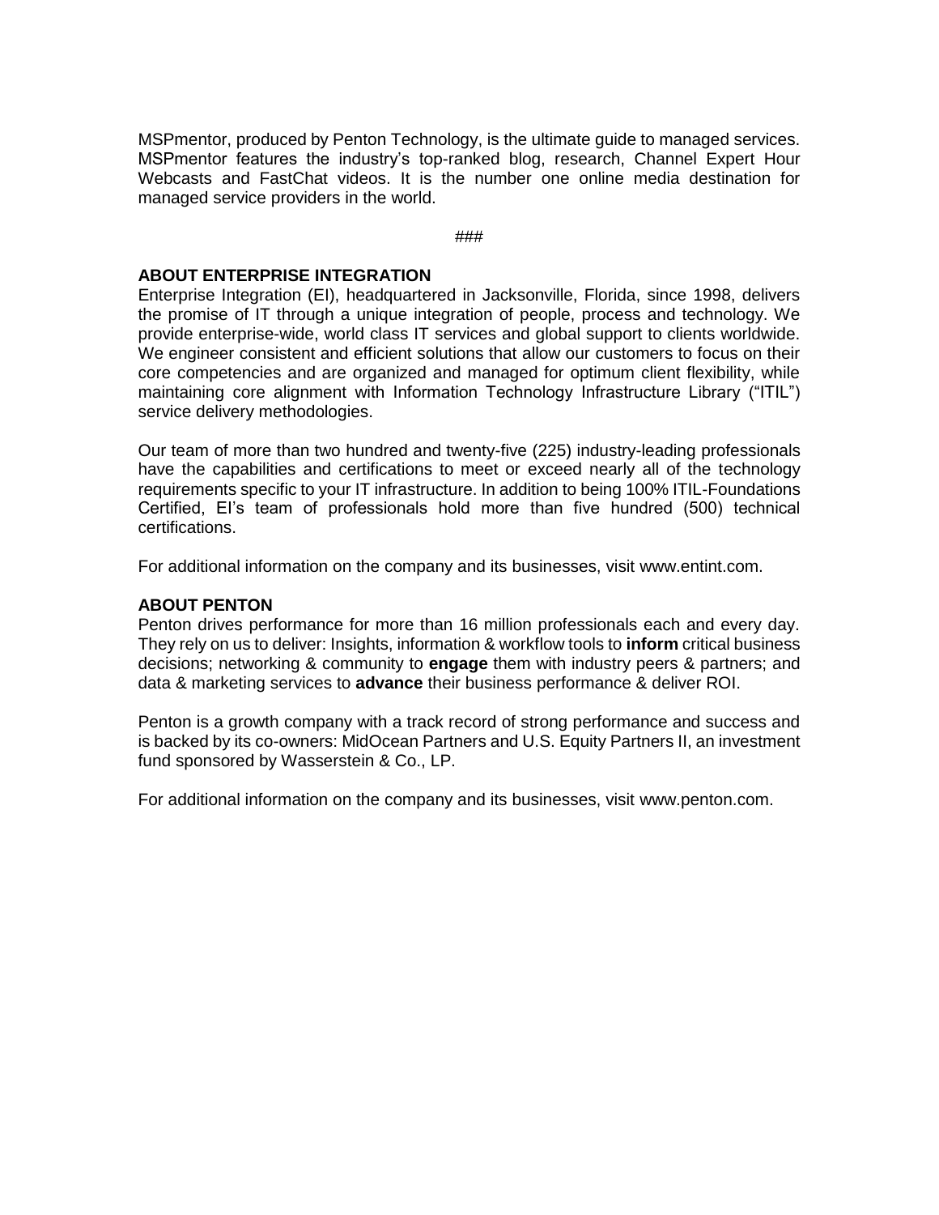MSPmentor, produced by Penton Technology, is the ultimate guide to managed services. MSPmentor features the industry's top-ranked blog, research, Channel Expert Hour Webcasts and FastChat videos. It is the number one online media destination for managed service providers in the world.

###

**ABOUT ENTERPRISE INTEGRATION**

Enterprise Integration (EI), headquartered in Jacksonville, Florida, since 1998, delivers the promise of IT through a unique integration of people, process and technology. We provide enterprise-wide, world class IT services and global support to clients worldwide. We engineer consistent and efficient solutions that allow our customers to focus on their core competencies and are organized and managed for optimum client flexibility, while maintaining core alignment with Information Technology Infrastructure Library ("ITIL") service delivery methodologies.

Our team of more than two hundred and twenty-five (225) industry-leading professionals have the capabilities and certifications to meet or exceed nearly all of the technology requirements specific to your IT infrastructure. In addition to being 100% ITIL-Foundations Certified, EI's team of professionals hold more than five hundred (500) technical certifications.

For additional information on the company and its businesses, visit www.entint.com.

**ABOUT PENTON**

Penton drives performance for more than 16 million professionals each and every day. They rely on us to deliver: Insights, information & workflow tools to **inform** critical business decisions; networking & community to **engage** them with industry peers & partners; and data & marketing services to **advance** their business performance & deliver ROI.

Penton is a growth company with a track record of strong performance and success and is backed by its co-owners: MidOcean Partners and U.S. Equity Partners II, an investment fund sponsored by Wasserstein & Co., LP.

For additional information on the company and its businesses, visit www.penton.com.